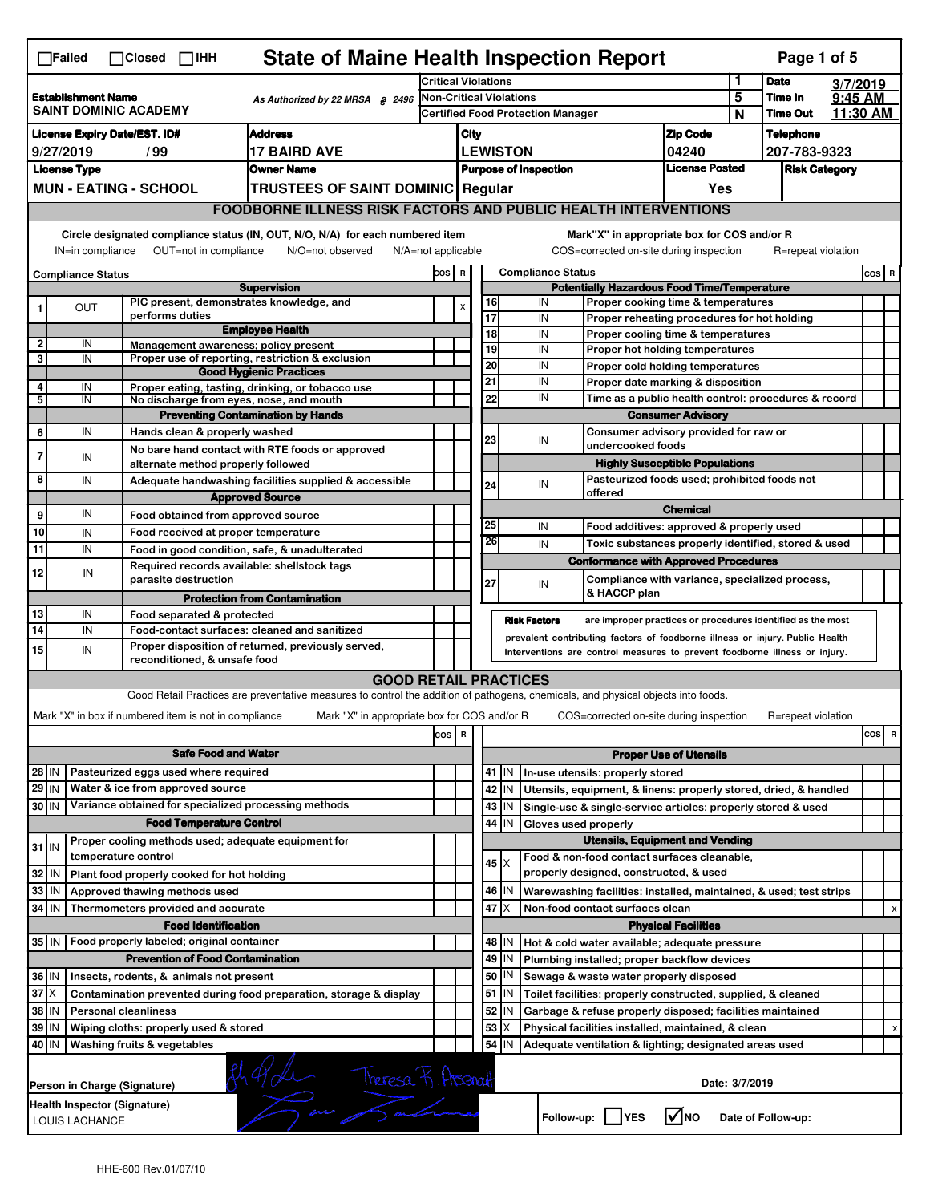☐Failed ☐Closed ☐IHH

# State of Maine Health Inspection Report

Page 1 of 5

| | | | | |
|---|---|---|---|---|
| **Establishment Name** SAINT DOMINIC ACADEMY | As Authorized by 22 MRSA § 2496 | Critical Violations | 1 | **Date** 3/7/2019 |
| | | Non-Critical Violations | 5 | **Time In** 9:45 AM |
| | | Certified Food Protection Manager | N | **Time Out** 11:30 AM |

| License Expiry Date/EST. ID# | Address | City | Zip Code | Telephone |
|---|---|---|---|---|
| 9/27/2019 / 99 | 17 BAIRD AVE | LEWISTON | 04240 | 207-783-9323 |

| License Type | Owner Name | Purpose of Inspection | License Posted | Risk Category |
|---|---|---|---|---|
| MUN - EATING - SCHOOL | TRUSTEES OF SAINT DOMINIC | Regular | Yes | |

## FOODBORNE ILLNESS RISK FACTORS AND PUBLIC HEALTH INTERVENTIONS

Circle designated compliance status (IN, OUT, N/O, N/A) for each numbered item
IN=in compliance OUT=not in compliance N/O=not observed N/A=not applicable

Mark"X" in appropriate box for COS and/or R
COS=corrected on-site during inspection R=repeat violation

| # | Compliance Status | Item | COS | R |
|---|---|---|---|---|
| | | **Supervision** | | |
| 1 | OUT | PIC present, demonstrates knowledge, and performs duties | | X |
| | | **Employee Health** | | |
| 2 | IN | Management awareness; policy present | | |
| 3 | IN | Proper use of reporting, restriction & exclusion | | |
| | | **Good Hygienic Practices** | | |
| 4 | IN | Proper eating, tasting, drinking, or tobacco use | | |
| 5 | IN | No discharge from eyes, nose, and mouth | | |
| | | **Preventing Contamination by Hands** | | |
| 6 | IN | Hands clean & properly washed | | |
| 7 | IN | No bare hand contact with RTE foods or approved alternate method properly followed | | |
| 8 | IN | Adequate handwashing facilities supplied & accessible | | |
| | | **Approved Source** | | |
| 9 | IN | Food obtained from approved source | | |
| 10 | IN | Food received at proper temperature | | |
| 11 | IN | Food in good condition, safe, & unadulterated | | |
| 12 | IN | Required records available: shellstock tags parasite destruction | | |
| | | **Protection from Contamination** | | |
| 13 | IN | Food separated & protected | | |
| 14 | IN | Food-contact surfaces: cleaned and sanitized | | |
| 15 | IN | Proper disposition of returned, previously served, reconditioned, & unsafe food | | |
| | | **Potentially Hazardous Food Time/Temperature** | | |
| 16 | IN | Proper cooking time & temperatures | | |
| 17 | IN | Proper reheating procedures for hot holding | | |
| 18 | IN | Proper cooling time & temperatures | | |
| 19 | IN | Proper hot holding temperatures | | |
| 20 | IN | Proper cold holding temperatures | | |
| 21 | IN | Proper date marking & disposition | | |
| 22 | IN | Time as a public health control: procedures & record | | |
| | | **Consumer Advisory** | | |
| 23 | IN | Consumer advisory provided for raw or undercooked foods | | |
| | | **Highly Susceptible Populations** | | |
| 24 | IN | Pasteurized foods used; prohibited foods not offered | | |
| | | **Chemical** | | |
| 25 | IN | Food additives: approved & properly used | | |
| 26 | IN | Toxic substances properly identified, stored & used | | |
| | | **Conformance with Approved Procedures** | | |
| 27 | IN | Compliance with variance, specialized process, & HACCP plan | | |

**Risk Factors** are improper practices or procedures identified as the most prevalent contributing factors of foodborne illness or injury. Public Health Interventions are control measures to prevent foodborne illness or injury.

## GOOD RETAIL PRACTICES

Good Retail Practices are preventative measures to control the addition of pathogens, chemicals, and physical objects into foods.

Mark "X" in box if numbered item is not in compliance Mark "X" in appropriate box for COS and/or R COS=corrected on-site during inspection R=repeat violation

| # | Status | Item | COS | R |
|---|---|---|---|---|
| | | **Safe Food and Water** | | |
| 28 | IN | Pasteurized eggs used where required | | |
| 29 | IN | Water & ice from approved source | | |
| 30 | IN | Variance obtained for specialized processing methods | | |
| | | **Food Temperature Control** | | |
| 31 | IN | Proper cooling methods used; adequate equipment for temperature control | | |
| 32 | IN | Plant food properly cooked for hot holding | | |
| 33 | IN | Approved thawing methods used | | |
| 34 | IN | Thermometers provided and accurate | | |
| | | **Food Identification** | | |
| 35 | IN | Food properly labeled; original container | | |
| | | **Prevention of Food Contamination** | | |
| 36 | IN | Insects, rodents, & animals not present | | |
| 37 | X | Contamination prevented during food preparation, storage & display | | |
| 38 | IN | Personal cleanliness | | |
| 39 | IN | Wiping cloths: properly used & stored | | |
| 40 | IN | Washing fruits & vegetables | | |
| | | **Proper Use of Utensils** | | |
| 41 | IN | In-use utensils: properly stored | | |
| 42 | IN | Utensils, equipment, & linens: properly stored, dried, & handled | | |
| 43 | IN | Single-use & single-service articles: properly stored & used | | |
| 44 | IN | Gloves used properly | | |
| | | **Utensils, Equipment and Vending** | | |
| 45 | X | Food & non-food contact surfaces cleanable, properly designed, constructed, & used | | |
| 46 | IN | Warewashing facilities: installed, maintained, & used; test strips | | |
| 47 | X | Non-food contact surfaces clean | | X |
| | | **Physical Facilities** | | |
| 48 | IN | Hot & cold water available; adequate pressure | | |
| 49 | IN | Plumbing installed; proper backflow devices | | |
| 50 | IN | Sewage & waste water properly disposed | | |
| 51 | IN | Toilet facilities: properly constructed, supplied, & cleaned | | |
| 52 | IN | Garbage & refuse properly disposed; facilities maintained | | |
| 53 | X | Physical facilities installed, maintained, & clean | | X |
| 54 | IN | Adequate ventilation & lighting; designated areas used | | |

Person in Charge (Signature): Theresa R. Arsenault

Date: 3/7/2019

Health Inspector (Signature): LOUIS LACHANCE

Follow-up: ☐ YES ☑ NO Date of Follow-up:

HHE-600 Rev.01/07/10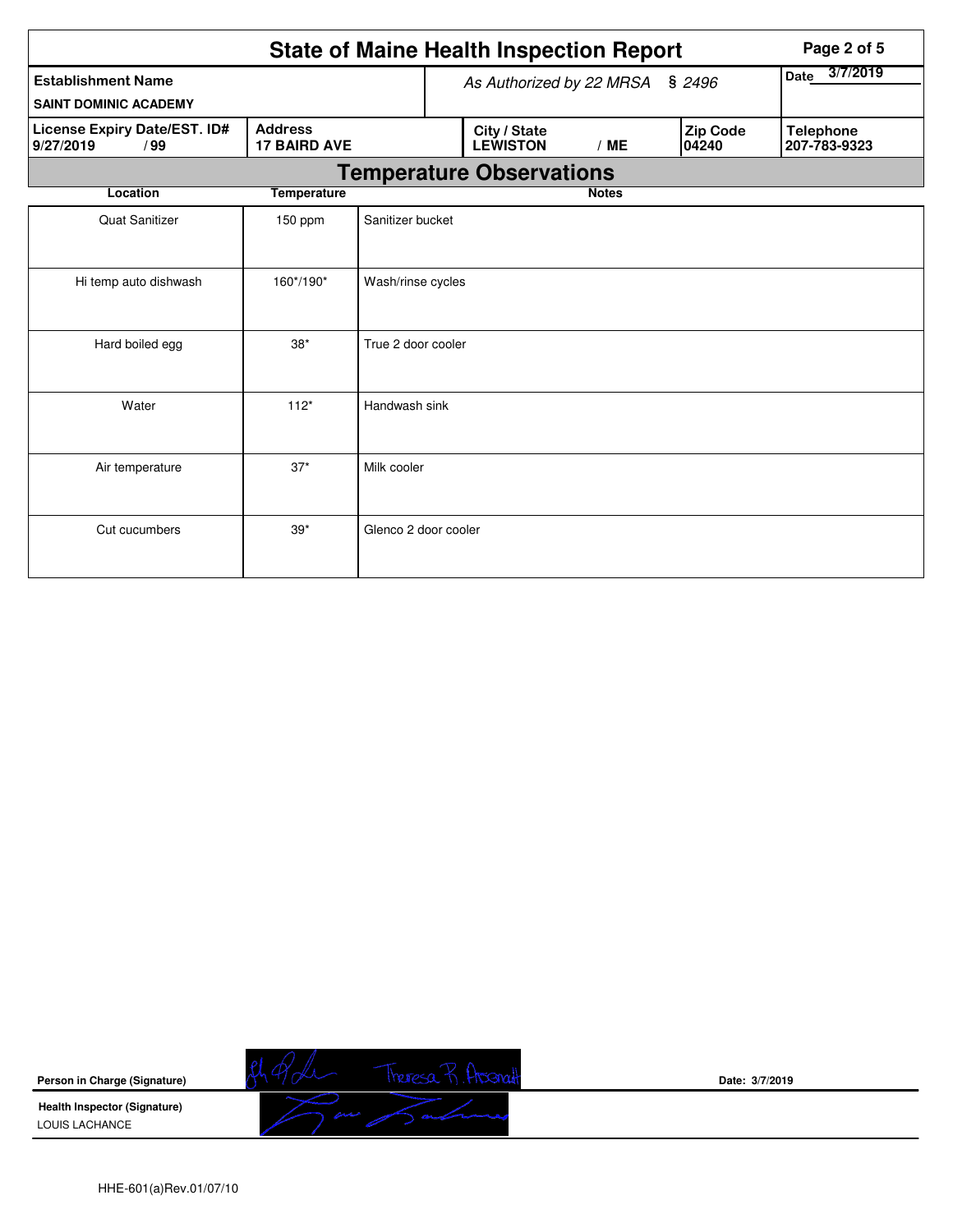# State of Maine Health Inspection Report

| Establishment Name | As Authorized by 22 MRSA § 2496 | Date 3/7/2019 |
|---|---|---|
| SAINT DOMINIC ACADEMY | | |

| License Expiry Date/EST. ID# | Address | City / State | Zip Code | Telephone |
|---|---|---|---|---|
| 9/27/2019 / 99 | 17 BAIRD AVE | LEWISTON / ME | 04240 | 207-783-9323 |

## Temperature Observations

| Location | Temperature | Notes |
|---|---|---|
| Quat Sanitizer | 150 ppm | Sanitizer bucket |
| Hi temp auto dishwash | 160*/190* | Wash/rinse cycles |
| Hard boiled egg | 38* | True 2 door cooler |
| Water | 112* | Handwash sink |
| Air temperature | 37* | Milk cooler |
| Cut cucumbers | 39* | Glenco 2 door cooler |

**Person in Charge (Signature)** Theresa R. Arsenault    **Date:** 3/7/2019

**Health Inspector (Signature)**
LOUIS LACHANCE

HHE-601(a)Rev.01/07/10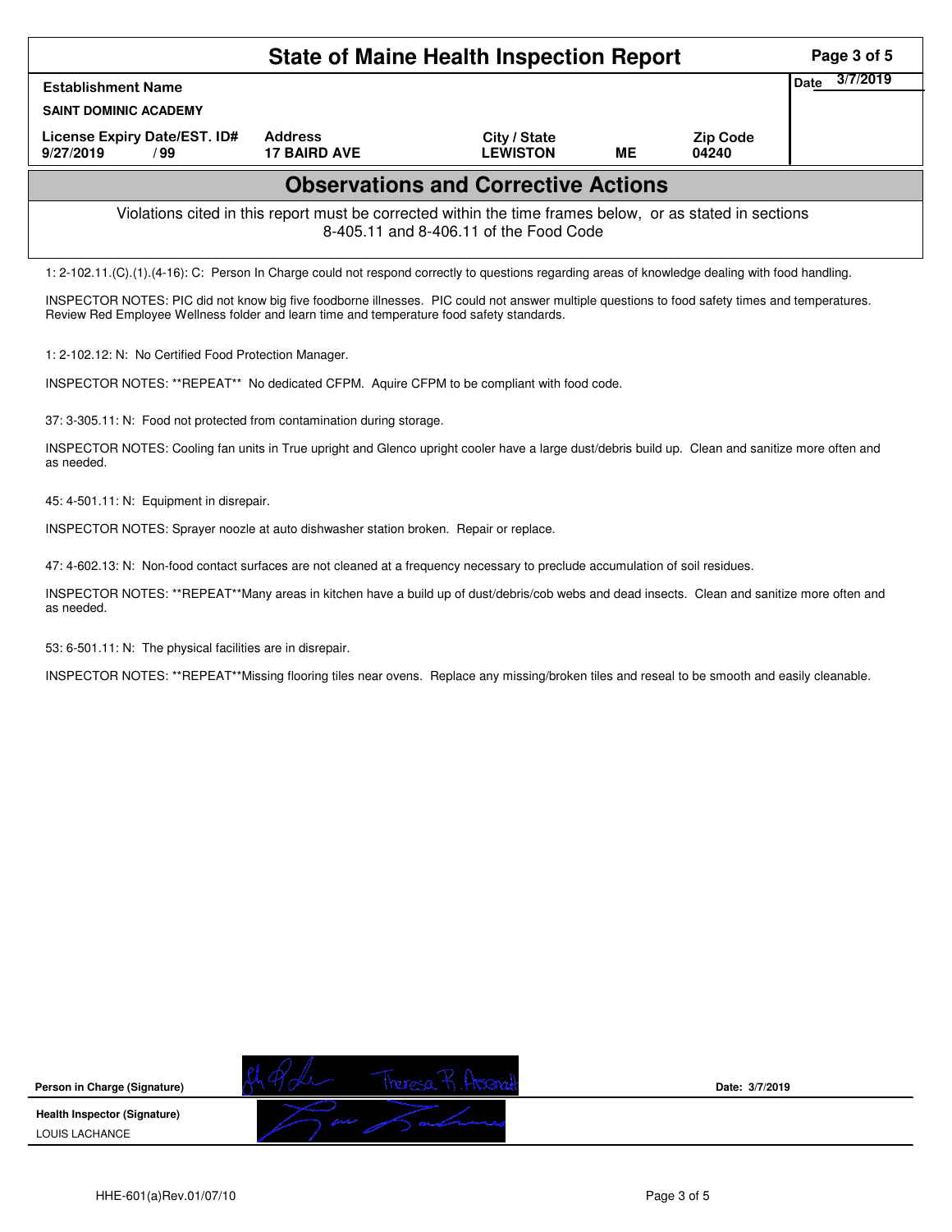# State of Maine Health Inspection Report

| Establishment Name | | | | | Date 3/7/2019 |
|---|---|---|---|---|---|
| SAINT DOMINIC ACADEMY | | | | | |
| License Expiry Date/EST. ID# | Address | City / State | | Zip Code | |
| 9/27/2019 / 99 | 17 BAIRD AVE | LEWISTON | ME | 04240 | |

## Observations and Corrective Actions

Violations cited in this report must be corrected within the time frames below, or as stated in sections 8-405.11 and 8-406.11 of the Food Code

1: 2-102.11.(C).(1).(4-16): C: Person In Charge could not respond correctly to questions regarding areas of knowledge dealing with food handling.

INSPECTOR NOTES: PIC did not know big five foodborne illnesses. PIC could not answer multiple questions to food safety times and temperatures. Review Red Employee Wellness folder and learn time and temperature food safety standards.

1: 2-102.12: N: No Certified Food Protection Manager.

INSPECTOR NOTES: **REPEAT** No dedicated CFPM. Aquire CFPM to be compliant with food code.

37: 3-305.11: N: Food not protected from contamination during storage.

INSPECTOR NOTES: Cooling fan units in True upright and Glenco upright cooler have a large dust/debris build up. Clean and sanitize more often and as needed.

45: 4-501.11: N: Equipment in disrepair.

INSPECTOR NOTES: Sprayer noozle at auto dishwasher station broken. Repair or replace.

47: 4-602.13: N: Non-food contact surfaces are not cleaned at a frequency necessary to preclude accumulation of soil residues.

INSPECTOR NOTES: **REPEAT**Many areas in kitchen have a build up of dust/debris/cob webs and dead insects. Clean and sanitize more often and as needed.

53: 6-501.11: N: The physical facilities are in disrepair.

INSPECTOR NOTES: **REPEAT**Missing flooring tiles near ovens. Replace any missing/broken tiles and reseal to be smooth and easily cleanable.

| | | |
|---|---|---|
| Person in Charge (Signature) | Theresa R. Arsenault | Date: 3/7/2019 |
| Health Inspector (Signature) LOUIS LACHANCE | | |

HHE-601(a)Rev.01/07/10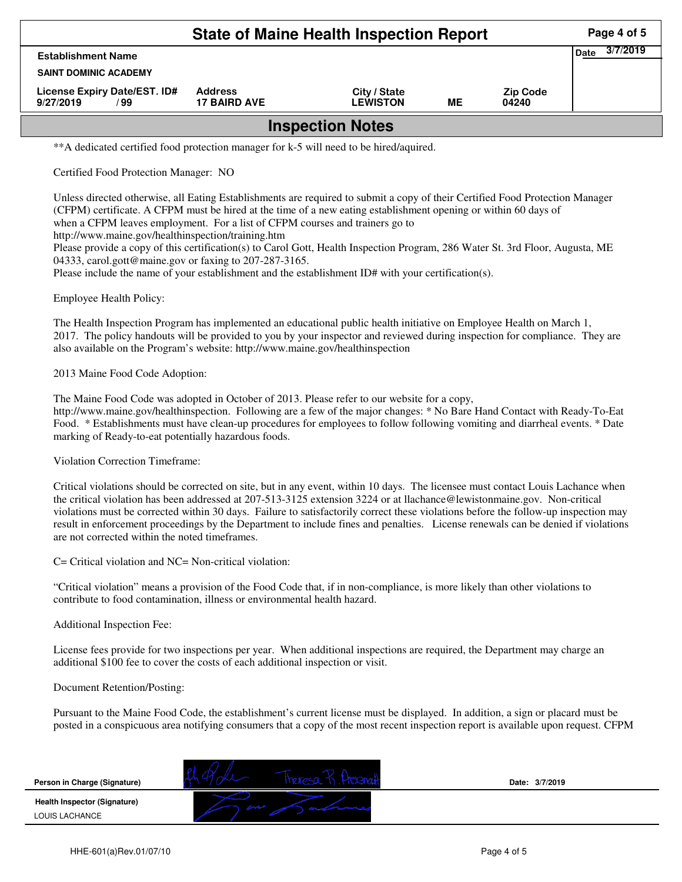# State of Maine Health Inspection Report

| Establishment Name | | | | | Date 3/7/2019 |
|---|---|---|---|---|---|
| SAINT DOMINIC ACADEMY | | | | | |
| License Expiry Date/EST. ID# | Address | City / State | | Zip Code | |
| 9/27/2019 / 99 | 17 BAIRD AVE | LEWISTON | ME | 04240 | |

## Inspection Notes

**A dedicated certified food protection manager for k-5 will need to be hired/aquired.

Certified Food Protection Manager: NO

Unless directed otherwise, all Eating Establishments are required to submit a copy of their Certified Food Protection Manager (CFPM) certificate. A CFPM must be hired at the time of a new eating establishment opening or within 60 days of when a CFPM leaves employment. For a list of CFPM courses and trainers go to http://www.maine.gov/healthinspection/training.htm
Please provide a copy of this certification(s) to Carol Gott, Health Inspection Program, 286 Water St. 3rd Floor, Augusta, ME 04333, carol.gott@maine.gov or faxing to 207-287-3165.
Please include the name of your establishment and the establishment ID# with your certification(s).

Employee Health Policy:

The Health Inspection Program has implemented an educational public health initiative on Employee Health on March 1, 2017. The policy handouts will be provided to you by your inspector and reviewed during inspection for compliance. They are also available on the Program's website: http://www.maine.gov/healthinspection

2013 Maine Food Code Adoption:

The Maine Food Code was adopted in October of 2013. Please refer to our website for a copy, http://www.maine.gov/healthinspection. Following are a few of the major changes: * No Bare Hand Contact with Ready-To-Eat Food. * Establishments must have clean-up procedures for employees to follow following vomiting and diarrheal events. * Date marking of Ready-to-eat potentially hazardous foods.

Violation Correction Timeframe:

Critical violations should be corrected on site, but in any event, within 10 days. The licensee must contact Louis Lachance when the critical violation has been addressed at 207-513-3125 extension 3224 or at llachance@lewistonmaine.gov. Non-critical violations must be corrected within 30 days. Failure to satisfactorily correct these violations before the follow-up inspection may result in enforcement proceedings by the Department to include fines and penalties. License renewals can be denied if violations are not corrected within the noted timeframes.

C= Critical violation and NC= Non-critical violation:

"Critical violation" means a provision of the Food Code that, if in non-compliance, is more likely than other violations to contribute to food contamination, illness or environmental health hazard.

Additional Inspection Fee:

License fees provide for two inspections per year. When additional inspections are required, the Department may charge an additional $100 fee to cover the costs of each additional inspection or visit.

Document Retention/Posting:

Pursuant to the Maine Food Code, the establishment's current license must be displayed. In addition, a sign or placard must be posted in a conspicuous area notifying consumers that a copy of the most recent inspection report is available upon request. CFPM

| | | |
|---|---|---|
| Person in Charge (Signature) | Theresa R. Arsenault | Date: 3/7/2019 |
| Health Inspector (Signature) LOUIS LACHANCE | | |

HHE-601(a)Rev.01/07/10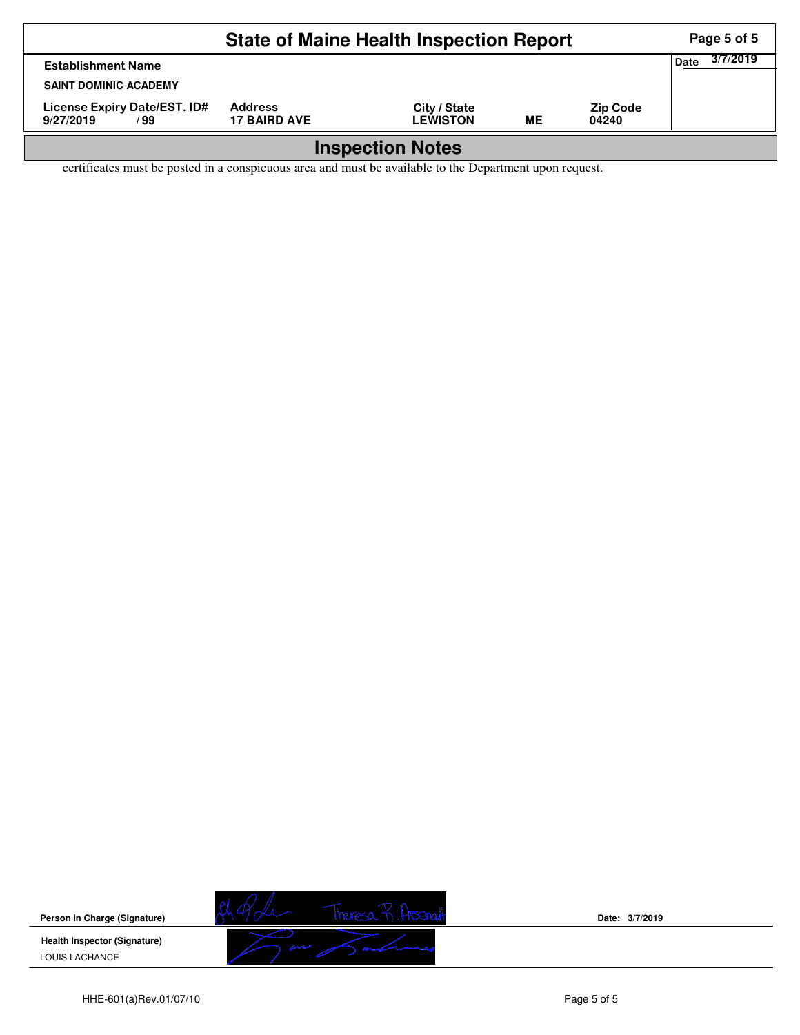# State of Maine Health Inspection Report

| | | | | |
|---|---|---|---|---|
| **Establishment Name** | | | | **Date** 3/7/2019 |
| **SAINT DOMINIC ACADEMY** | | | | |
| **License Expiry Date/EST. ID#** 9/27/2019 / 99 | **Address** 17 BAIRD AVE | **City / State** LEWISTON | ME | **Zip Code** 04240 |

## Inspection Notes

certificates must be posted in a conspicuous area and must be available to the Department upon request.

| | | |
|---|---|---|
| **Person in Charge (Signature)** | Theresa R. Arsenault | **Date:** 3/7/2019 |
| **Health Inspector (Signature)** LOUIS LACHANCE | | |

HHE-601(a)Rev.01/07/10